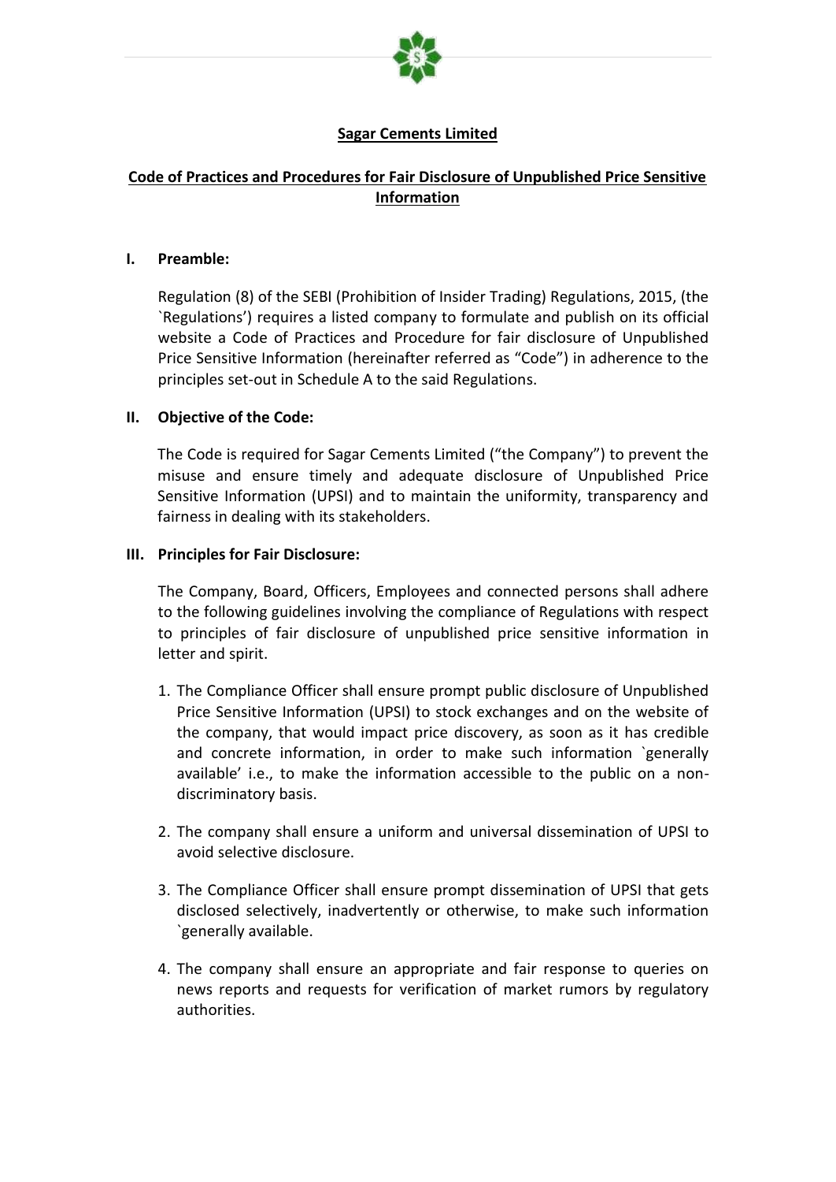# Sagar Cements Limited

## Code of Practices and Procedures for Fair Disclosure of Unpublished Price Sensitive Information

### I. Preamble:

Regulation (8) of the SEBI (Prohibition of Insider Trading) Regulations, 2015, (the `Regulations') requires a listed company to formulate and publish on its official website a Code of Practices and Procedure for fair disclosure of Unpublished Price Sensitive Information (hereinafter referred as "Code") in adherence to the principles set-out in Schedule A to the said Regulations.

### II. Objective of the Code:

The Code is required for Sagar Cements Limited ("the Company") to prevent the misuse and ensure timely and adequate disclosure of Unpublished Price Sensitive Information (UPSI) and to maintain the uniformity, transparency and fairness in dealing with its stakeholders.

### III. Principles for Fair Disclosure:

The Company, Board, Officers, Employees and connected persons shall adhere to the following guidelines involving the compliance of Regulations with respect to principles of fair disclosure of unpublished price sensitive information in letter and spirit.

1. The Compliance Officer shall ensure prompt public disclosure of Unpublished Price Sensitive Information (UPSI) to stock exchanges and on the website of the company, that would impact price discovery, as soon as it has credible and concrete information, in order to make such information `generally available' i.e., to make the information accessible to the public on a non-discriminatory basis.

2. The company shall ensure a uniform and universal dissemination of UPSI to avoid selective disclosure.

3. The Compliance Officer shall ensure prompt dissemination of UPSI that gets disclosed selectively, inadvertently or otherwise, to make such information `generally available.

4. The company shall ensure an appropriate and fair response to queries on news reports and requests for verification of market rumors by regulatory authorities.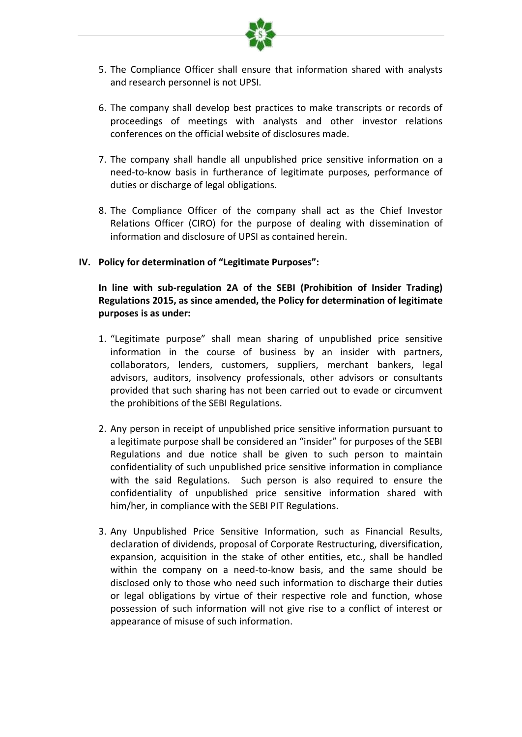5. The Compliance Officer shall ensure that information shared with analysts and research personnel is not UPSI.

6. The company shall develop best practices to make transcripts or records of proceedings of meetings with analysts and other investor relations conferences on the official website of disclosures made.

7. The company shall handle all unpublished price sensitive information on a need-to-know basis in furtherance of legitimate purposes, performance of duties or discharge of legal obligations.

8. The Compliance Officer of the company shall act as the Chief Investor Relations Officer (CIRO) for the purpose of dealing with dissemination of information and disclosure of UPSI as contained herein.

## IV. Policy for determination of "Legitimate Purposes":

**In line with sub-regulation 2A of the SEBI (Prohibition of Insider Trading) Regulations 2015, as since amended, the Policy for determination of legitimate purposes is as under:**

1. "Legitimate purpose" shall mean sharing of unpublished price sensitive information in the course of business by an insider with partners, collaborators, lenders, customers, suppliers, merchant bankers, legal advisors, auditors, insolvency professionals, other advisors or consultants provided that such sharing has not been carried out to evade or circumvent the prohibitions of the SEBI Regulations.

2. Any person in receipt of unpublished price sensitive information pursuant to a legitimate purpose shall be considered an "insider" for purposes of the SEBI Regulations and due notice shall be given to such person to maintain confidentiality of such unpublished price sensitive information in compliance with the said Regulations. Such person is also required to ensure the confidentiality of unpublished price sensitive information shared with him/her, in compliance with the SEBI PIT Regulations.

3. Any Unpublished Price Sensitive Information, such as Financial Results, declaration of dividends, proposal of Corporate Restructuring, diversification, expansion, acquisition in the stake of other entities, etc., shall be handled within the company on a need-to-know basis, and the same should be disclosed only to those who need such information to discharge their duties or legal obligations by virtue of their respective role and function, whose possession of such information will not give rise to a conflict of interest or appearance of misuse of such information.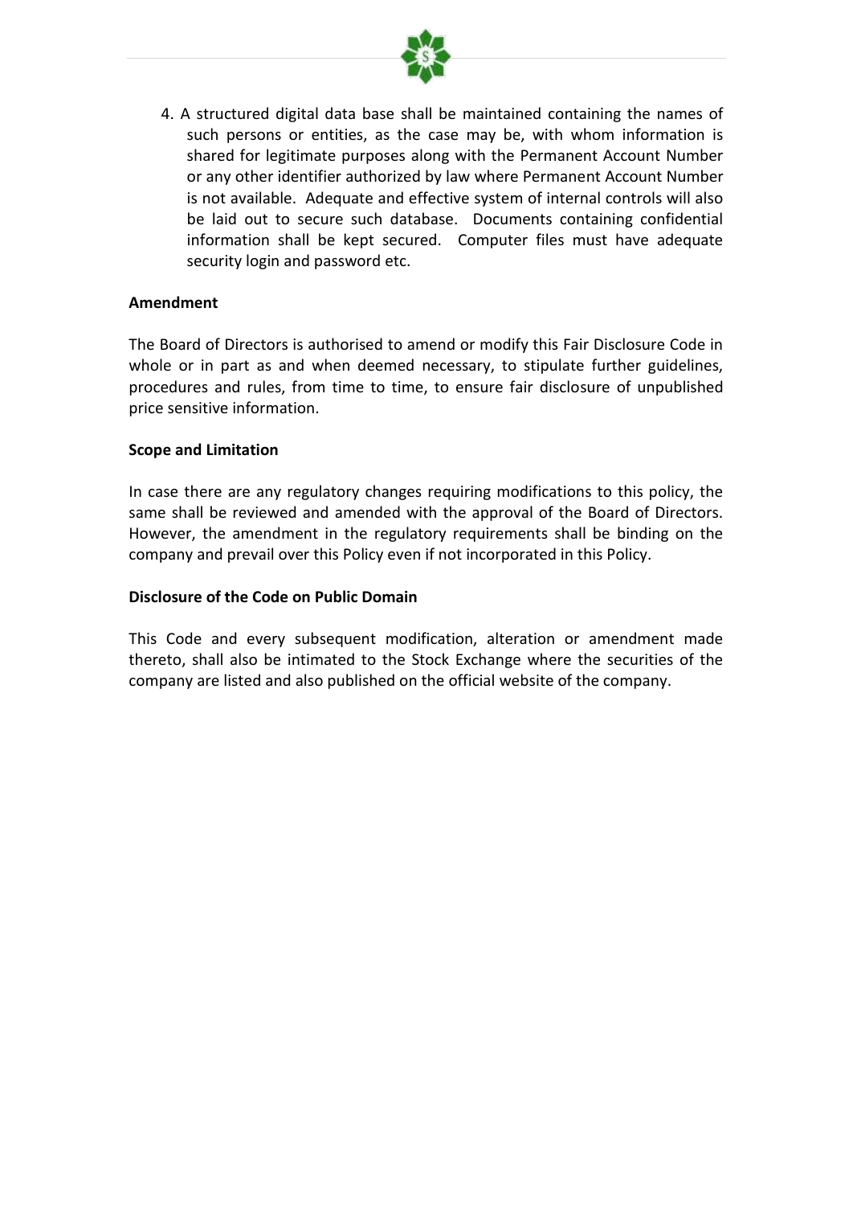4. A structured digital data base shall be maintained containing the names of such persons or entities, as the case may be, with whom information is shared for legitimate purposes along with the Permanent Account Number or any other identifier authorized by law where Permanent Account Number is not available. Adequate and effective system of internal controls will also be laid out to secure such database. Documents containing confidential information shall be kept secured. Computer files must have adequate security login and password etc.

**Amendment**

The Board of Directors is authorised to amend or modify this Fair Disclosure Code in whole or in part as and when deemed necessary, to stipulate further guidelines, procedures and rules, from time to time, to ensure fair disclosure of unpublished price sensitive information.

**Scope and Limitation**

In case there are any regulatory changes requiring modifications to this policy, the same shall be reviewed and amended with the approval of the Board of Directors. However, the amendment in the regulatory requirements shall be binding on the company and prevail over this Policy even if not incorporated in this Policy.

**Disclosure of the Code on Public Domain**

This Code and every subsequent modification, alteration or amendment made thereto, shall also be intimated to the Stock Exchange where the securities of the company are listed and also published on the official website of the company.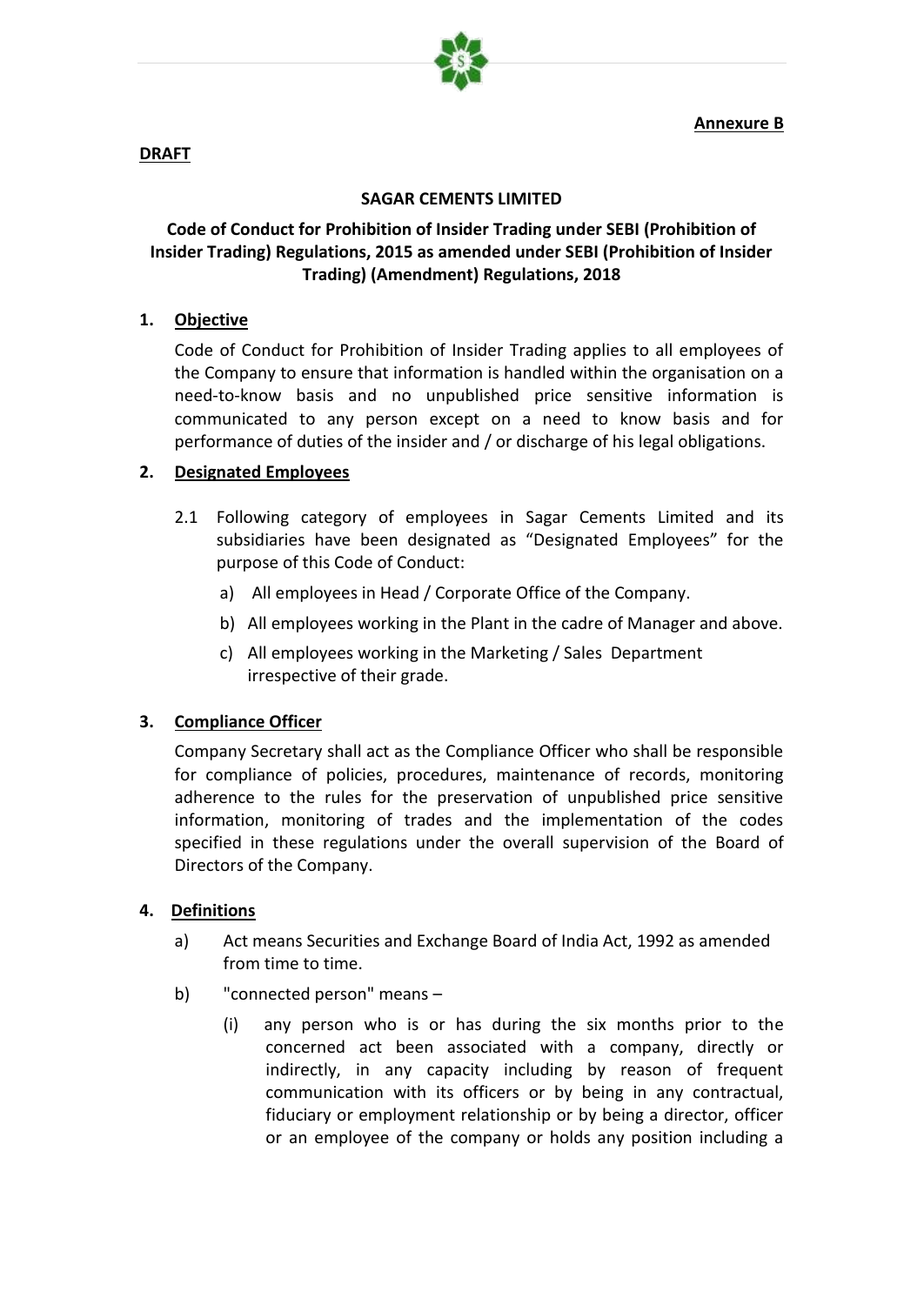**Annexure B**

**DRAFT**

**SAGAR CEMENTS LIMITED**

**Code of Conduct for Prohibition of Insider Trading under SEBI (Prohibition of Insider Trading) Regulations, 2015 as amended under SEBI (Prohibition of Insider Trading) (Amendment) Regulations, 2018**

## 1. Objective

Code of Conduct for Prohibition of Insider Trading applies to all employees of the Company to ensure that information is handled within the organisation on a need-to-know basis and no unpublished price sensitive information is communicated to any person except on a need to know basis and for performance of duties of the insider and / or discharge of his legal obligations.

## 2. Designated Employees

2.1 Following category of employees in Sagar Cements Limited and its subsidiaries have been designated as "Designated Employees" for the purpose of this Code of Conduct:

a) All employees in Head / Corporate Office of the Company.

b) All employees working in the Plant in the cadre of Manager and above.

c) All employees working in the Marketing / Sales Department irrespective of their grade.

## 3. Compliance Officer

Company Secretary shall act as the Compliance Officer who shall be responsible for compliance of policies, procedures, maintenance of records, monitoring adherence to the rules for the preservation of unpublished price sensitive information, monitoring of trades and the implementation of the codes specified in these regulations under the overall supervision of the Board of Directors of the Company.

## 4. Definitions

a) Act means Securities and Exchange Board of India Act, 1992 as amended from time to time.

b) "connected person" means –

(i) any person who is or has during the six months prior to the concerned act been associated with a company, directly or indirectly, in any capacity including by reason of frequent communication with its officers or by being in any contractual, fiduciary or employment relationship or by being a director, officer or an employee of the company or holds any position including a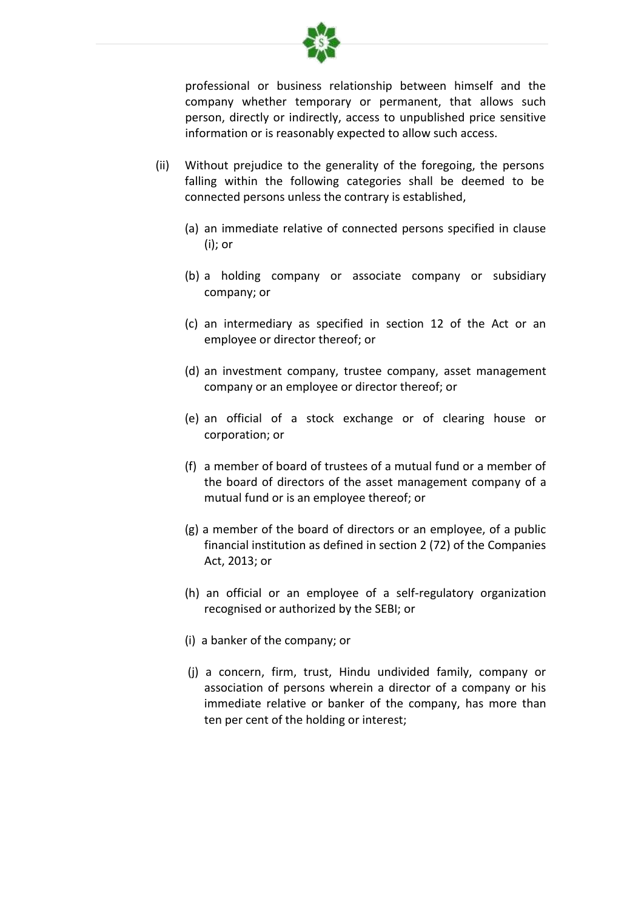professional or business relationship between himself and the company whether temporary or permanent, that allows such person, directly or indirectly, access to unpublished price sensitive information or is reasonably expected to allow such access.

(ii) Without prejudice to the generality of the foregoing, the persons falling within the following categories shall be deemed to be connected persons unless the contrary is established,

(a) an immediate relative of connected persons specified in clause (i); or

(b) a holding company or associate company or subsidiary company; or

(c) an intermediary as specified in section 12 of the Act or an employee or director thereof; or

(d) an investment company, trustee company, asset management company or an employee or director thereof; or

(e) an official of a stock exchange or of clearing house or corporation; or

(f) a member of board of trustees of a mutual fund or a member of the board of directors of the asset management company of a mutual fund or is an employee thereof; or

(g) a member of the board of directors or an employee, of a public financial institution as defined in section 2 (72) of the Companies Act, 2013; or

(h) an official or an employee of a self-regulatory organization recognised or authorized by the SEBI; or

(i) a banker of the company; or

(j) a concern, firm, trust, Hindu undivided family, company or association of persons wherein a director of a company or his immediate relative or banker of the company, has more than ten per cent of the holding or interest;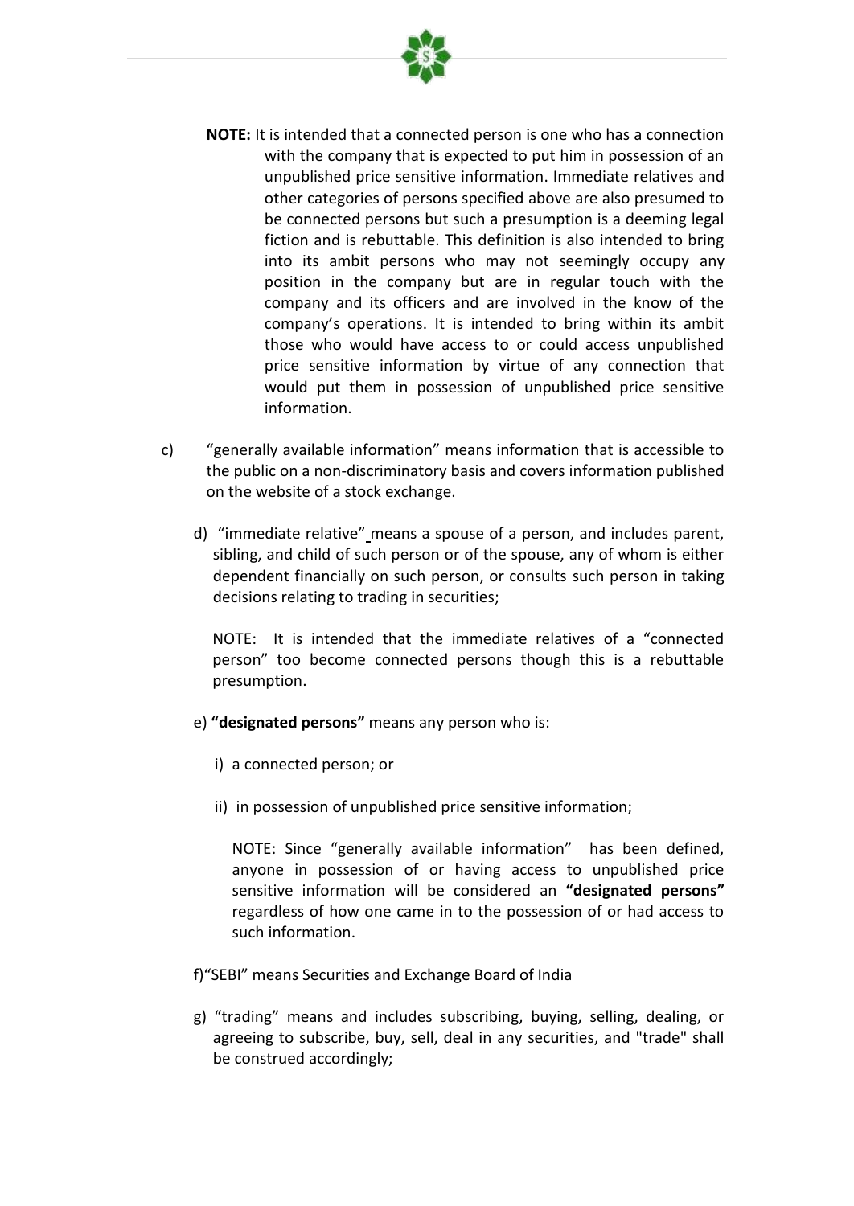**NOTE:** It is intended that a connected person is one who has a connection with the company that is expected to put him in possession of an unpublished price sensitive information. Immediate relatives and other categories of persons specified above are also presumed to be connected persons but such a presumption is a deeming legal fiction and is rebuttable. This definition is also intended to bring into its ambit persons who may not seemingly occupy any position in the company but are in regular touch with the company and its officers and are involved in the know of the company's operations. It is intended to bring within its ambit those who would have access to or could access unpublished price sensitive information by virtue of any connection that would put them in possession of unpublished price sensitive information.

c) "generally available information" means information that is accessible to the public on a non-discriminatory basis and covers information published on the website of a stock exchange.

d) "immediate relative" means a spouse of a person, and includes parent, sibling, and child of such person or of the spouse, any of whom is either dependent financially on such person, or consults such person in taking decisions relating to trading in securities;

NOTE: It is intended that the immediate relatives of a "connected person" too become connected persons though this is a rebuttable presumption.

e) **"designated persons"** means any person who is:

i) a connected person; or

ii) in possession of unpublished price sensitive information;

NOTE: Since "generally available information" has been defined, anyone in possession of or having access to unpublished price sensitive information will be considered an **"designated persons"** regardless of how one came in to the possession of or had access to such information.

f) "SEBI" means Securities and Exchange Board of India

g) "trading" means and includes subscribing, buying, selling, dealing, or agreeing to subscribe, buy, sell, deal in any securities, and "trade" shall be construed accordingly;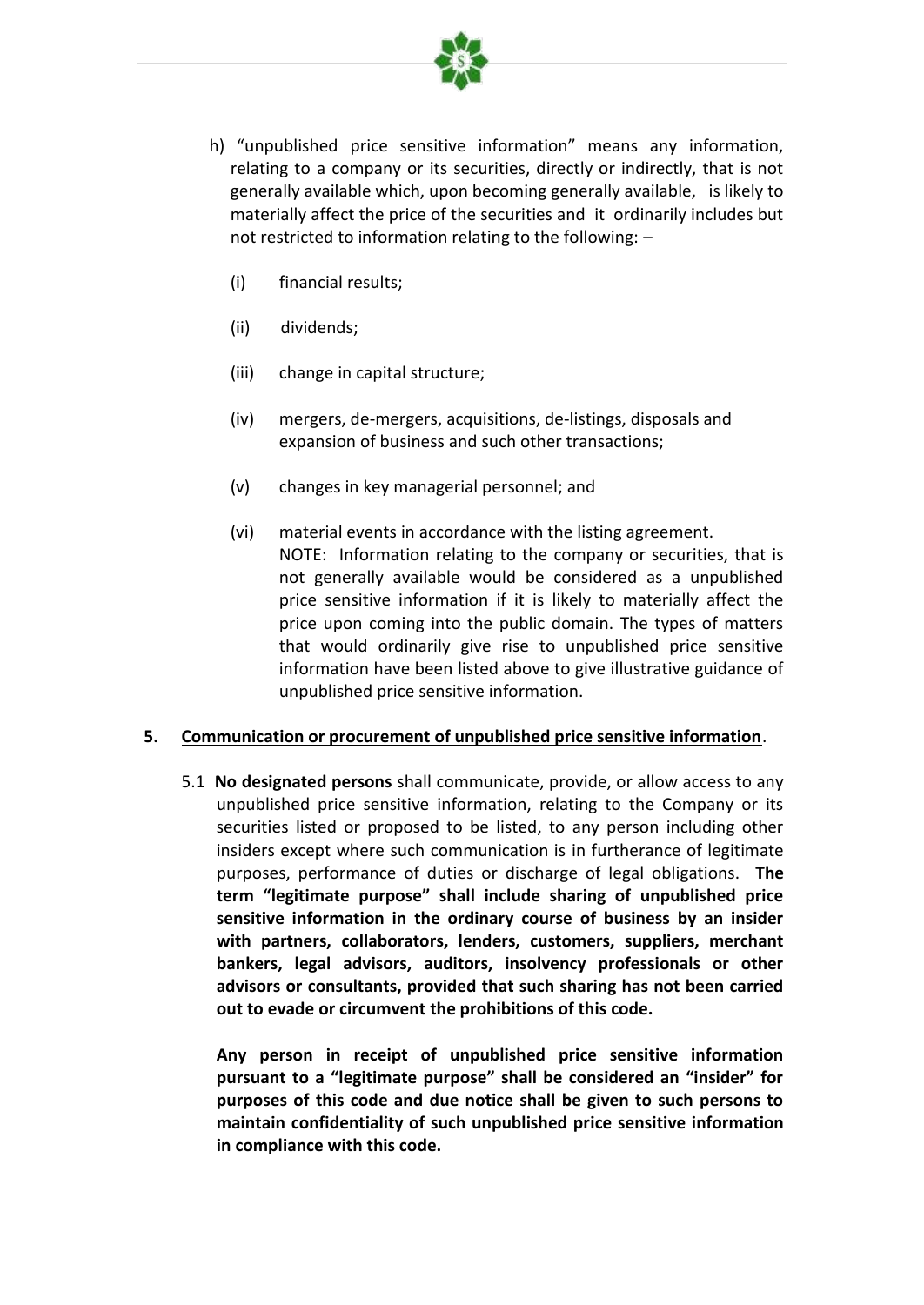h) "unpublished price sensitive information" means any information, relating to a company or its securities, directly or indirectly, that is not generally available which, upon becoming generally available, is likely to materially affect the price of the securities and it ordinarily includes but not restricted to information relating to the following: –

   (i) financial results;

   (ii) dividends;

   (iii) change in capital structure;

   (iv) mergers, de-mergers, acquisitions, de-listings, disposals and expansion of business and such other transactions;

   (v) changes in key managerial personnel; and

   (vi) material events in accordance with the listing agreement.

   NOTE: Information relating to the company or securities, that is not generally available would be considered as a unpublished price sensitive information if it is likely to materially affect the price upon coming into the public domain. The types of matters that would ordinarily give rise to unpublished price sensitive information have been listed above to give illustrative guidance of unpublished price sensitive information.

## 5. <u>Communication or procurement of unpublished price sensitive information</u>.

5.1 **No designated persons** shall communicate, provide, or allow access to any unpublished price sensitive information, relating to the Company or its securities listed or proposed to be listed, to any person including other insiders except where such communication is in furtherance of legitimate purposes, performance of duties or discharge of legal obligations. **The term "legitimate purpose" shall include sharing of unpublished price sensitive information in the ordinary course of business by an insider with partners, collaborators, lenders, customers, suppliers, merchant bankers, legal advisors, auditors, insolvency professionals or other advisors or consultants, provided that such sharing has not been carried out to evade or circumvent the prohibitions of this code.**

**Any person in receipt of unpublished price sensitive information pursuant to a "legitimate purpose" shall be considered an "insider" for purposes of this code and due notice shall be given to such persons to maintain confidentiality of such unpublished price sensitive information in compliance with this code.**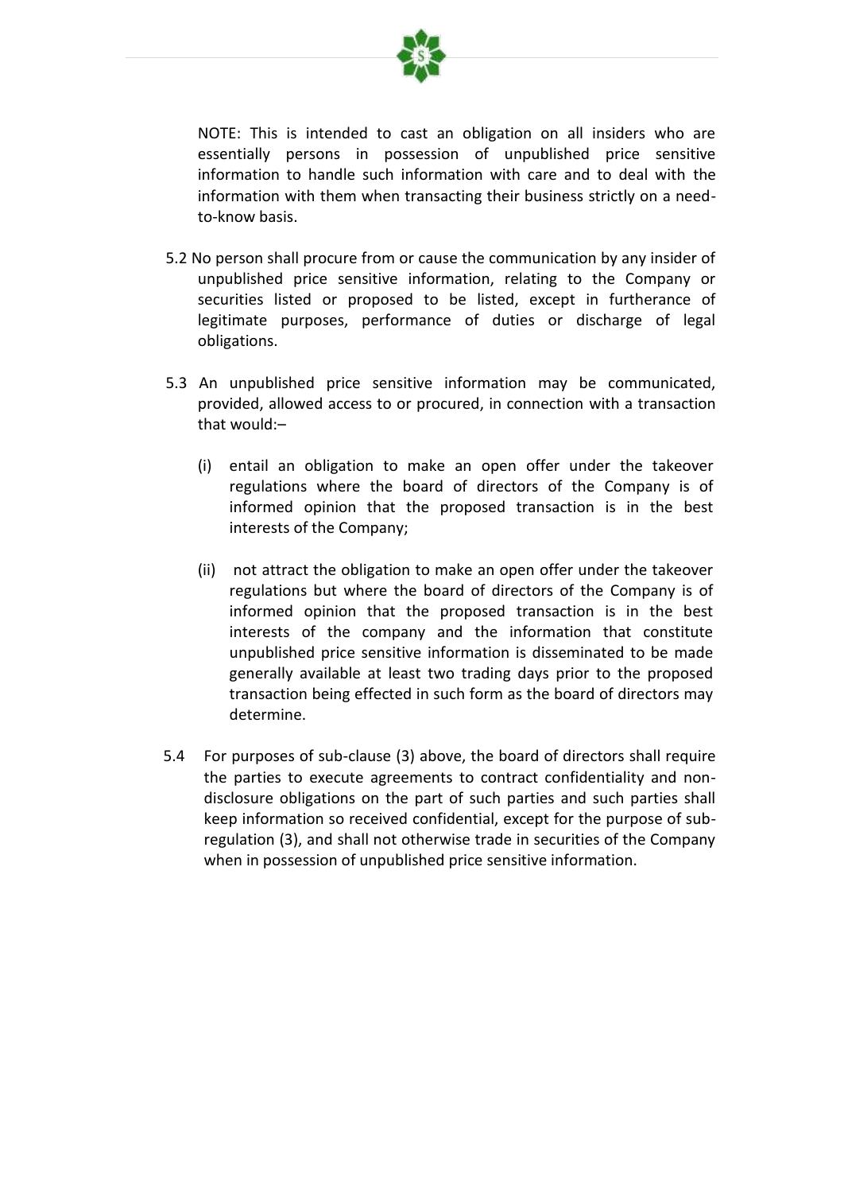NOTE: This is intended to cast an obligation on all insiders who are essentially persons in possession of unpublished price sensitive information to handle such information with care and to deal with the information with them when transacting their business strictly on a need-to-know basis.

5.2 No person shall procure from or cause the communication by any insider of unpublished price sensitive information, relating to the Company or securities listed or proposed to be listed, except in furtherance of legitimate purposes, performance of duties or discharge of legal obligations.

5.3 An unpublished price sensitive information may be communicated, provided, allowed access to or procured, in connection with a transaction that would:–

(i) entail an obligation to make an open offer under the takeover regulations where the board of directors of the Company is of informed opinion that the proposed transaction is in the best interests of the Company;

(ii) not attract the obligation to make an open offer under the takeover regulations but where the board of directors of the Company is of informed opinion that the proposed transaction is in the best interests of the company and the information that constitute unpublished price sensitive information is disseminated to be made generally available at least two trading days prior to the proposed transaction being effected in such form as the board of directors may determine.

5.4 For purposes of sub-clause (3) above, the board of directors shall require the parties to execute agreements to contract confidentiality and non-disclosure obligations on the part of such parties and such parties shall keep information so received confidential, except for the purpose of sub-regulation (3), and shall not otherwise trade in securities of the Company when in possession of unpublished price sensitive information.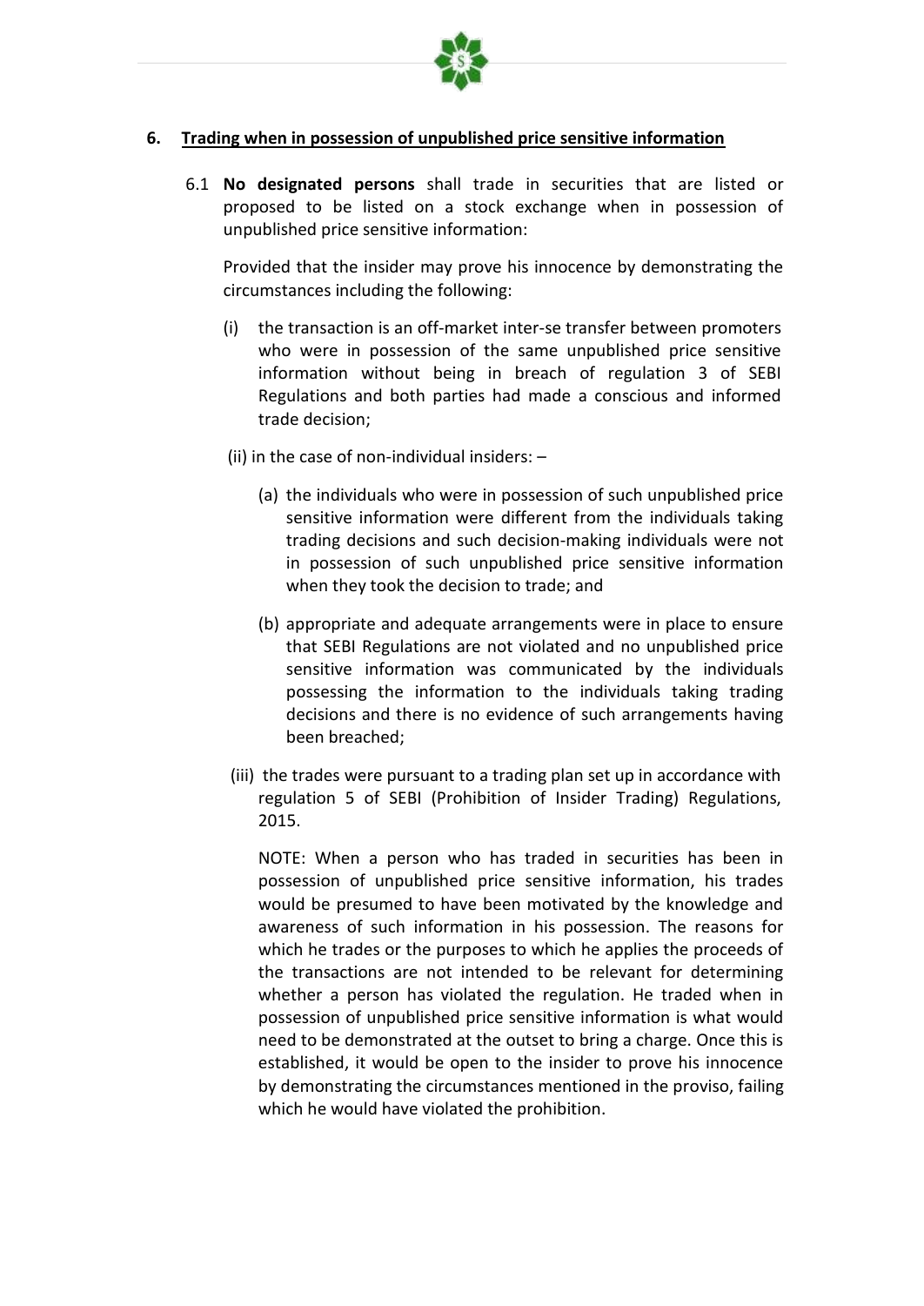## 6. Trading when in possession of unpublished price sensitive information

6.1 **No designated persons** shall trade in securities that are listed or proposed to be listed on a stock exchange when in possession of unpublished price sensitive information:

Provided that the insider may prove his innocence by demonstrating the circumstances including the following:

(i) the transaction is an off-market inter-se transfer between promoters who were in possession of the same unpublished price sensitive information without being in breach of regulation 3 of SEBI Regulations and both parties had made a conscious and informed trade decision;

(ii) in the case of non-individual insiders: –

(a) the individuals who were in possession of such unpublished price sensitive information were different from the individuals taking trading decisions and such decision-making individuals were not in possession of such unpublished price sensitive information when they took the decision to trade; and

(b) appropriate and adequate arrangements were in place to ensure that SEBI Regulations are not violated and no unpublished price sensitive information was communicated by the individuals possessing the information to the individuals taking trading decisions and there is no evidence of such arrangements having been breached;

(iii) the trades were pursuant to a trading plan set up in accordance with regulation 5 of SEBI (Prohibition of Insider Trading) Regulations, 2015.

NOTE: When a person who has traded in securities has been in possession of unpublished price sensitive information, his trades would be presumed to have been motivated by the knowledge and awareness of such information in his possession. The reasons for which he trades or the purposes to which he applies the proceeds of the transactions are not intended to be relevant for determining whether a person has violated the regulation. He traded when in possession of unpublished price sensitive information is what would need to be demonstrated at the outset to bring a charge. Once this is established, it would be open to the insider to prove his innocence by demonstrating the circumstances mentioned in the proviso, failing which he would have violated the prohibition.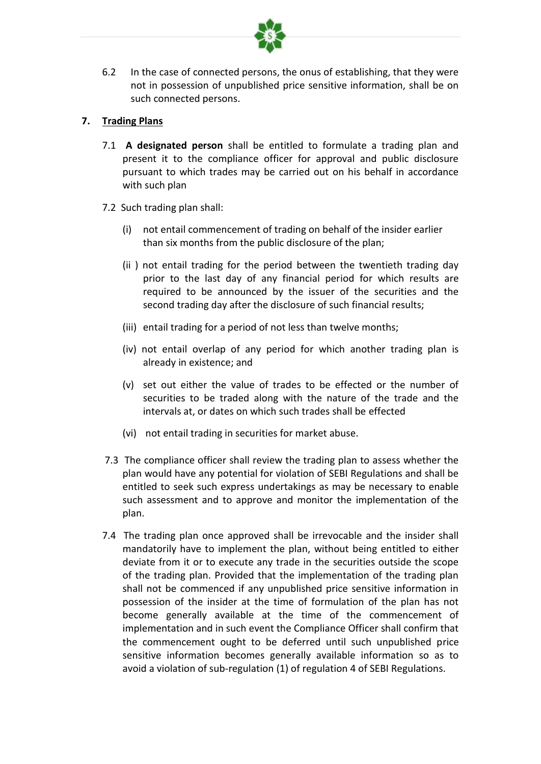6.2 In the case of connected persons, the onus of establishing, that they were not in possession of unpublished price sensitive information, shall be on such connected persons.

## 7. Trading Plans

7.1 **A designated person** shall be entitled to formulate a trading plan and present it to the compliance officer for approval and public disclosure pursuant to which trades may be carried out on his behalf in accordance with such plan

7.2 Such trading plan shall:

(i) not entail commencement of trading on behalf of the insider earlier than six months from the public disclosure of the plan;

(ii ) not entail trading for the period between the twentieth trading day prior to the last day of any financial period for which results are required to be announced by the issuer of the securities and the second trading day after the disclosure of such financial results;

(iii) entail trading for a period of not less than twelve months;

(iv) not entail overlap of any period for which another trading plan is already in existence; and

(v) set out either the value of trades to be effected or the number of securities to be traded along with the nature of the trade and the intervals at, or dates on which such trades shall be effected

(vi) not entail trading in securities for market abuse.

7.3 The compliance officer shall review the trading plan to assess whether the plan would have any potential for violation of SEBI Regulations and shall be entitled to seek such express undertakings as may be necessary to enable such assessment and to approve and monitor the implementation of the plan.

7.4 The trading plan once approved shall be irrevocable and the insider shall mandatorily have to implement the plan, without being entitled to either deviate from it or to execute any trade in the securities outside the scope of the trading plan. Provided that the implementation of the trading plan shall not be commenced if any unpublished price sensitive information in possession of the insider at the time of formulation of the plan has not become generally available at the time of the commencement of implementation and in such event the Compliance Officer shall confirm that the commencement ought to be deferred until such unpublished price sensitive information becomes generally available information so as to avoid a violation of sub-regulation (1) of regulation 4 of SEBI Regulations.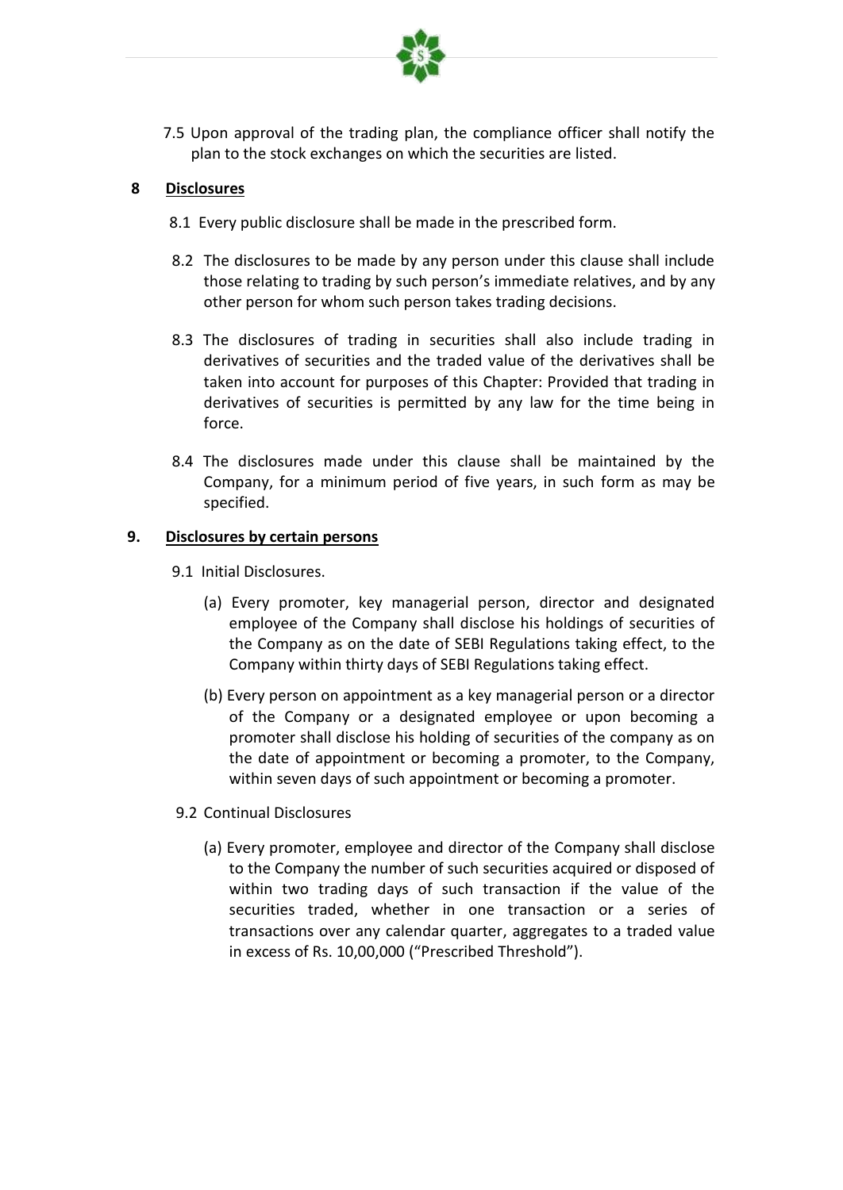7.5 Upon approval of the trading plan, the compliance officer shall notify the plan to the stock exchanges on which the securities are listed.

## 8 Disclosures

8.1 Every public disclosure shall be made in the prescribed form.

8.2 The disclosures to be made by any person under this clause shall include those relating to trading by such person's immediate relatives, and by any other person for whom such person takes trading decisions.

8.3 The disclosures of trading in securities shall also include trading in derivatives of securities and the traded value of the derivatives shall be taken into account for purposes of this Chapter: Provided that trading in derivatives of securities is permitted by any law for the time being in force.

8.4 The disclosures made under this clause shall be maintained by the Company, for a minimum period of five years, in such form as may be specified.

## 9. Disclosures by certain persons

9.1 Initial Disclosures.

(a) Every promoter, key managerial person, director and designated employee of the Company shall disclose his holdings of securities of the Company as on the date of SEBI Regulations taking effect, to the Company within thirty days of SEBI Regulations taking effect.

(b) Every person on appointment as a key managerial person or a director of the Company or a designated employee or upon becoming a promoter shall disclose his holding of securities of the company as on the date of appointment or becoming a promoter, to the Company, within seven days of such appointment or becoming a promoter.

9.2 Continual Disclosures

(a) Every promoter, employee and director of the Company shall disclose to the Company the number of such securities acquired or disposed of within two trading days of such transaction if the value of the securities traded, whether in one transaction or a series of transactions over any calendar quarter, aggregates to a traded value in excess of Rs. 10,00,000 ("Prescribed Threshold").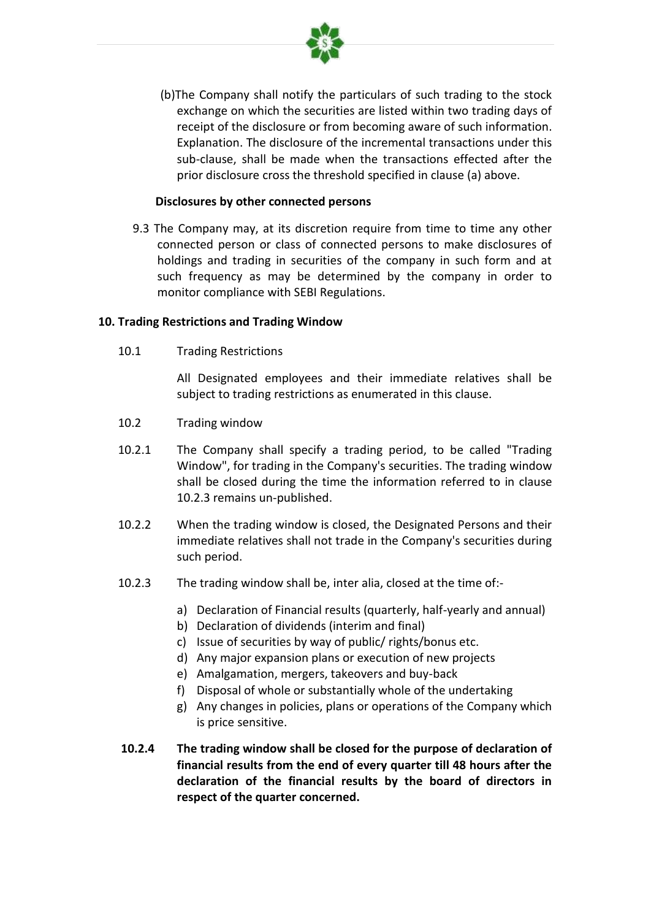(b)The Company shall notify the particulars of such trading to the stock exchange on which the securities are listed within two trading days of receipt of the disclosure or from becoming aware of such information. Explanation. The disclosure of the incremental transactions under this sub-clause, shall be made when the transactions effected after the prior disclosure cross the threshold specified in clause (a) above.

**Disclosures by other connected persons**

9.3 The Company may, at its discretion require from time to time any other connected person or class of connected persons to make disclosures of holdings and trading in securities of the company in such form and at such frequency as may be determined by the company in order to monitor compliance with SEBI Regulations.

**10. Trading Restrictions and Trading Window**

10.1 Trading Restrictions

All Designated employees and their immediate relatives shall be subject to trading restrictions as enumerated in this clause.

10.2 Trading window

10.2.1 The Company shall specify a trading period, to be called "Trading Window", for trading in the Company's securities. The trading window shall be closed during the time the information referred to in clause 10.2.3 remains un-published.

10.2.2 When the trading window is closed, the Designated Persons and their immediate relatives shall not trade in the Company's securities during such period.

10.2.3 The trading window shall be, inter alia, closed at the time of:-

a) Declaration of Financial results (quarterly, half-yearly and annual)
b) Declaration of dividends (interim and final)
c) Issue of securities by way of public/ rights/bonus etc.
d) Any major expansion plans or execution of new projects
e) Amalgamation, mergers, takeovers and buy-back
f) Disposal of whole or substantially whole of the undertaking
g) Any changes in policies, plans or operations of the Company which is price sensitive.

**10.2.4 The trading window shall be closed for the purpose of declaration of financial results from the end of every quarter till 48 hours after the declaration of the financial results by the board of directors in respect of the quarter concerned.**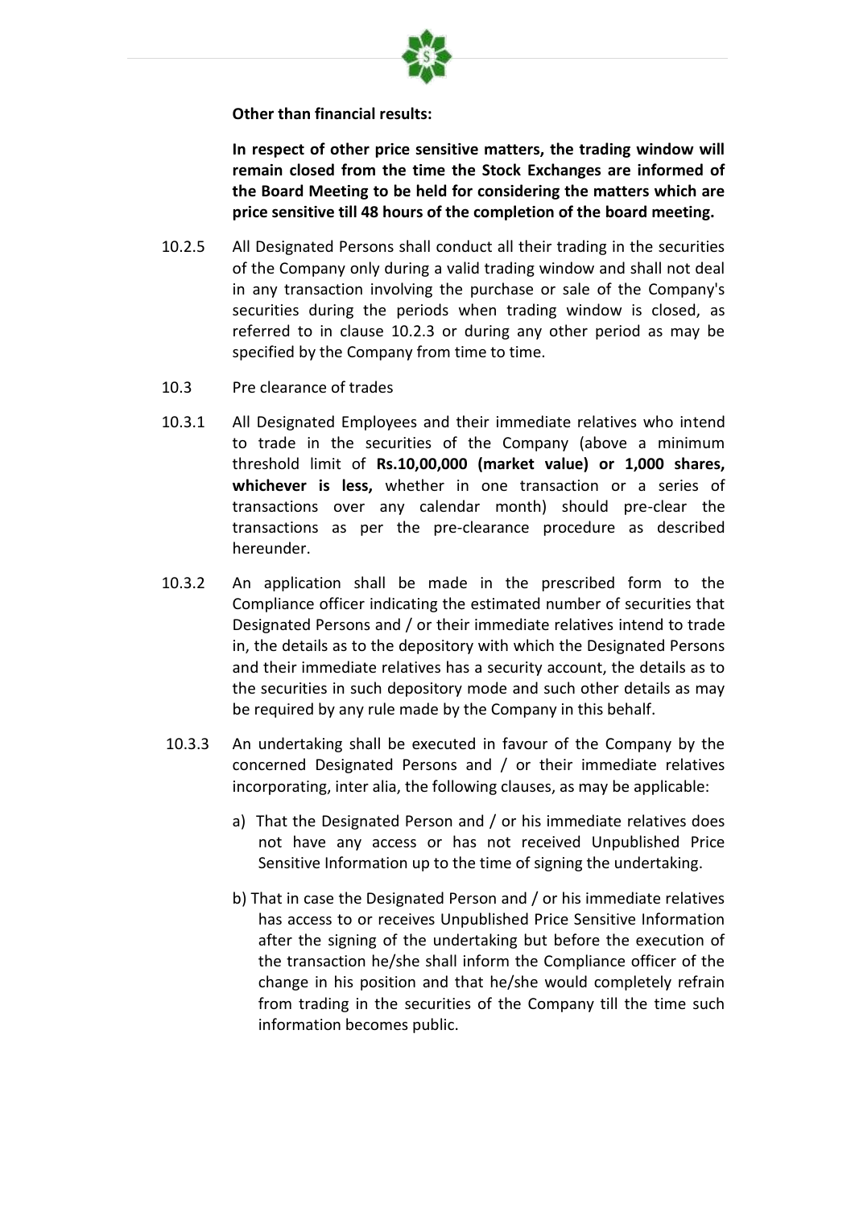**Other than financial results:**

**In respect of other price sensitive matters, the trading window will remain closed from the time the Stock Exchanges are informed of the Board Meeting to be held for considering the matters which are price sensitive till 48 hours of the completion of the board meeting.**

10.2.5 All Designated Persons shall conduct all their trading in the securities of the Company only during a valid trading window and shall not deal in any transaction involving the purchase or sale of the Company's securities during the periods when trading window is closed, as referred to in clause 10.2.3 or during any other period as may be specified by the Company from time to time.

10.3 Pre clearance of trades

10.3.1 All Designated Employees and their immediate relatives who intend to trade in the securities of the Company (above a minimum threshold limit of **Rs.10,00,000 (market value) or 1,000 shares, whichever is less,** whether in one transaction or a series of transactions over any calendar month) should pre-clear the transactions as per the pre-clearance procedure as described hereunder.

10.3.2 An application shall be made in the prescribed form to the Compliance officer indicating the estimated number of securities that Designated Persons and / or their immediate relatives intend to trade in, the details as to the depository with which the Designated Persons and their immediate relatives has a security account, the details as to the securities in such depository mode and such other details as may be required by any rule made by the Company in this behalf.

10.3.3 An undertaking shall be executed in favour of the Company by the concerned Designated Persons and / or their immediate relatives incorporating, inter alia, the following clauses, as may be applicable:

a) That the Designated Person and / or his immediate relatives does not have any access or has not received Unpublished Price Sensitive Information up to the time of signing the undertaking.

b) That in case the Designated Person and / or his immediate relatives has access to or receives Unpublished Price Sensitive Information after the signing of the undertaking but before the execution of the transaction he/she shall inform the Compliance officer of the change in his position and that he/she would completely refrain from trading in the securities of the Company till the time such information becomes public.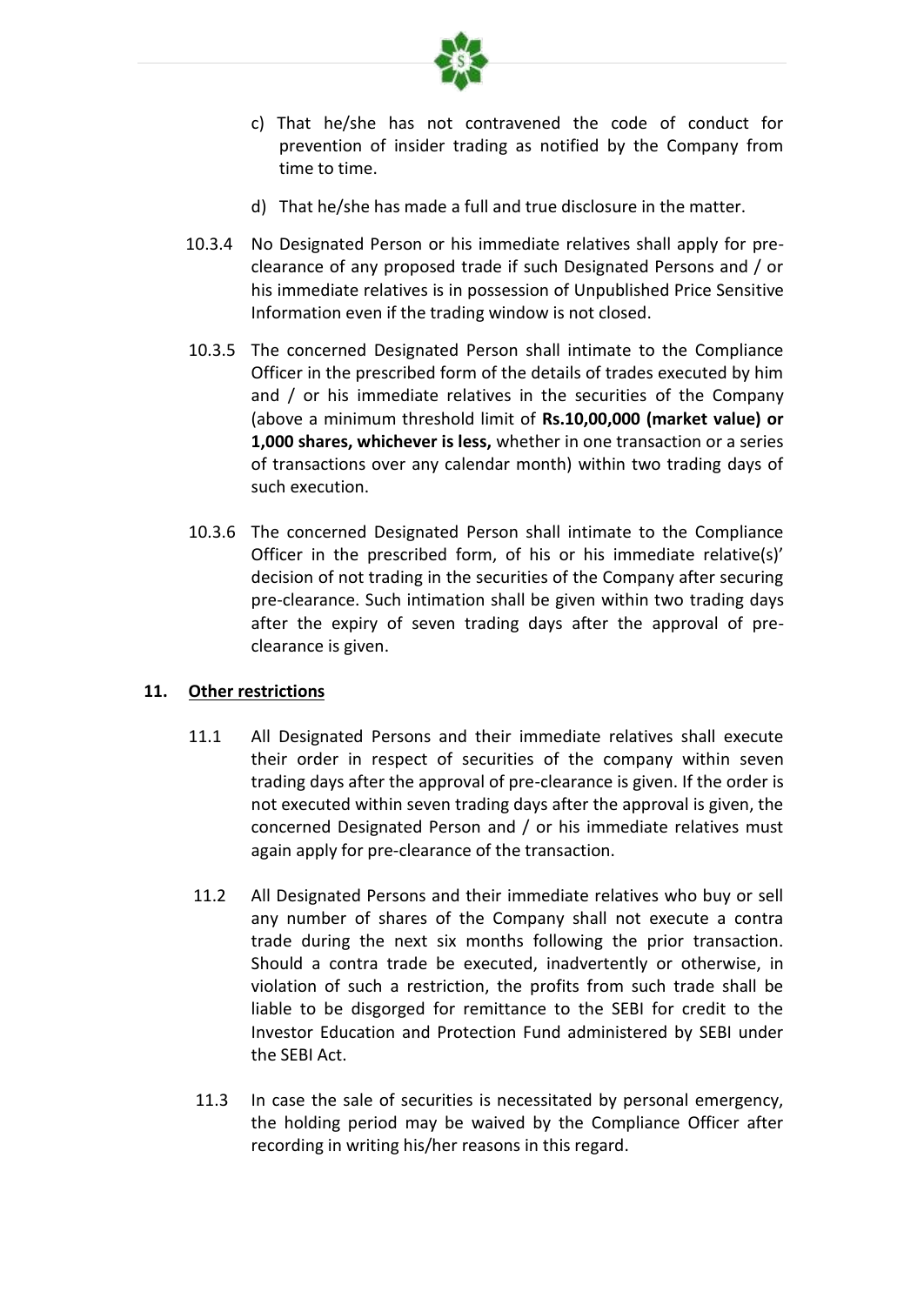c) That he/she has not contravened the code of conduct for prevention of insider trading as notified by the Company from time to time.

d) That he/she has made a full and true disclosure in the matter.

10.3.4 No Designated Person or his immediate relatives shall apply for pre-clearance of any proposed trade if such Designated Persons and / or his immediate relatives is in possession of Unpublished Price Sensitive Information even if the trading window is not closed.

10.3.5 The concerned Designated Person shall intimate to the Compliance Officer in the prescribed form of the details of trades executed by him and / or his immediate relatives in the securities of the Company (above a minimum threshold limit of **Rs.10,00,000 (market value) or 1,000 shares, whichever is less,** whether in one transaction or a series of transactions over any calendar month) within two trading days of such execution.

10.3.6 The concerned Designated Person shall intimate to the Compliance Officer in the prescribed form, of his or his immediate relative(s)' decision of not trading in the securities of the Company after securing pre-clearance. Such intimation shall be given within two trading days after the expiry of seven trading days after the approval of pre-clearance is given.

## 11. Other restrictions

11.1 All Designated Persons and their immediate relatives shall execute their order in respect of securities of the company within seven trading days after the approval of pre-clearance is given. If the order is not executed within seven trading days after the approval is given, the concerned Designated Person and / or his immediate relatives must again apply for pre-clearance of the transaction.

11.2 All Designated Persons and their immediate relatives who buy or sell any number of shares of the Company shall not execute a contra trade during the next six months following the prior transaction. Should a contra trade be executed, inadvertently or otherwise, in violation of such a restriction, the profits from such trade shall be liable to be disgorged for remittance to the SEBI for credit to the Investor Education and Protection Fund administered by SEBI under the SEBI Act.

11.3 In case the sale of securities is necessitated by personal emergency, the holding period may be waived by the Compliance Officer after recording in writing his/her reasons in this regard.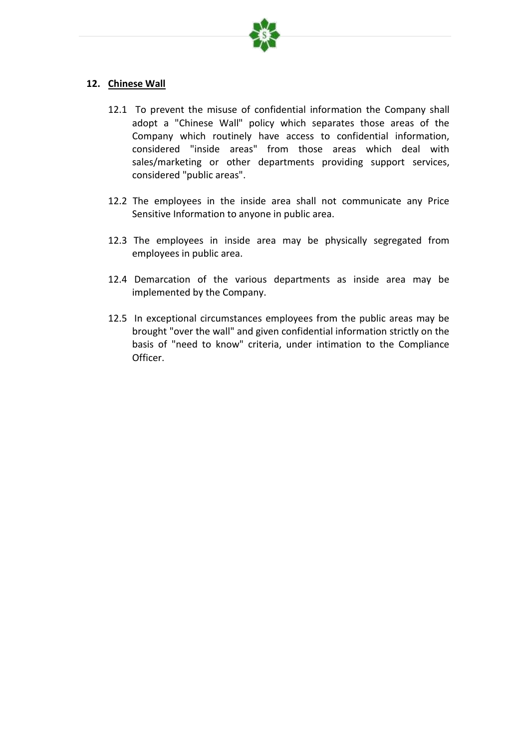## 12. Chinese Wall

12.1 To prevent the misuse of confidential information the Company shall adopt a "Chinese Wall" policy which separates those areas of the Company which routinely have access to confidential information, considered "inside areas" from those areas which deal with sales/marketing or other departments providing support services, considered "public areas".

12.2 The employees in the inside area shall not communicate any Price Sensitive Information to anyone in public area.

12.3 The employees in inside area may be physically segregated from employees in public area.

12.4 Demarcation of the various departments as inside area may be implemented by the Company.

12.5 In exceptional circumstances employees from the public areas may be brought "over the wall" and given confidential information strictly on the basis of "need to know" criteria, under intimation to the Compliance Officer.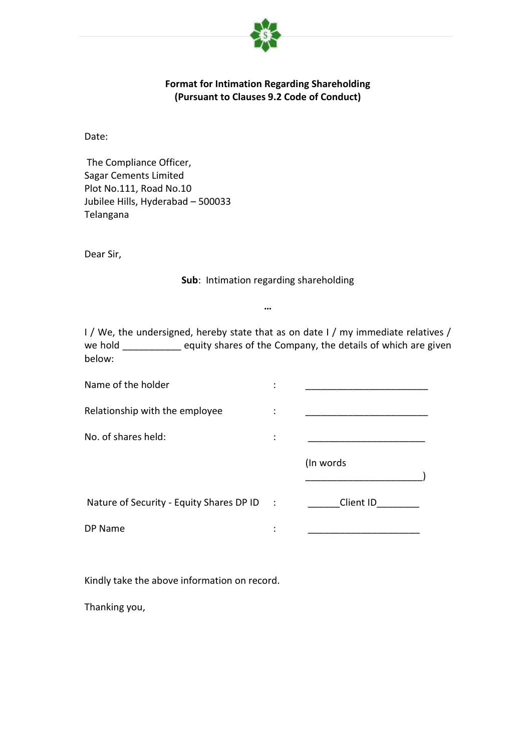**Format for Intimation Regarding Shareholding**
**(Pursuant to Clauses 9.2 Code of Conduct)**

Date:

The Compliance Officer,
Sagar Cements Limited
Plot No.111, Road No.10
Jubilee Hills, Hyderabad – 500033
Telangana

Dear Sir,

**Sub**: Intimation regarding shareholding

…

I / We, the undersigned, hereby state that as on date I / my immediate relatives / we hold ___________ equity shares of the Company, the details of which are given below:

Name of the holder : ________________________

Relationship with the employee : ________________________

No. of shares held: : ______________________

(In words ______________________)

Nature of Security - Equity Shares DP ID : ______Client ID________

DP Name : _____________________

Kindly take the above information on record.

Thanking you,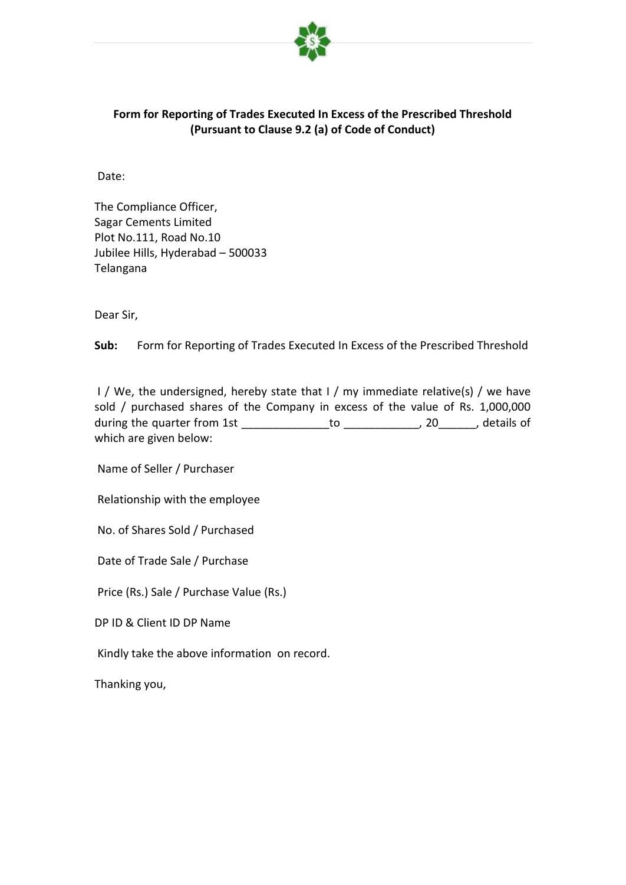**Form for Reporting of Trades Executed In Excess of the Prescribed Threshold (Pursuant to Clause 9.2 (a) of Code of Conduct)**

Date:

The Compliance Officer,
Sagar Cements Limited
Plot No.111, Road No.10
Jubilee Hills, Hyderabad – 500033
Telangana

Dear Sir,

**Sub:** Form for Reporting of Trades Executed In Excess of the Prescribed Threshold

I / We, the undersigned, hereby state that I / my immediate relative(s) / we have sold / purchased shares of the Company in excess of the value of Rs. 1,000,000 during the quarter from 1st ______________to ____________, 20______, details of which are given below:

Name of Seller / Purchaser

Relationship with the employee

No. of Shares Sold / Purchased

Date of Trade Sale / Purchase

Price (Rs.) Sale / Purchase Value (Rs.)

DP ID & Client ID DP Name

Kindly take the above information on record.

Thanking you,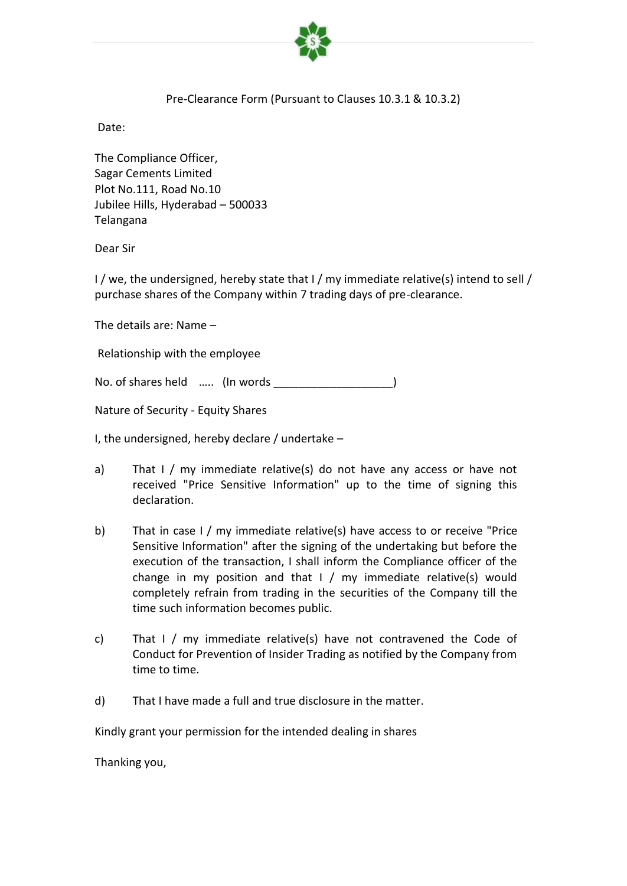Pre-Clearance Form (Pursuant to Clauses 10.3.1 & 10.3.2)

Date:

The Compliance Officer,
Sagar Cements Limited
Plot No.111, Road No.10
Jubilee Hills, Hyderabad – 500033
Telangana

Dear Sir

I / we, the undersigned, hereby state that I / my immediate relative(s) intend to sell / purchase shares of the Company within 7 trading days of pre-clearance.

The details are: Name –

Relationship with the employee

No. of shares held ….. (In words ___________________)

Nature of Security - Equity Shares

I, the undersigned, hereby declare / undertake –

a) That I / my immediate relative(s) do not have any access or have not received "Price Sensitive Information" up to the time of signing this declaration.

b) That in case I / my immediate relative(s) have access to or receive "Price Sensitive Information" after the signing of the undertaking but before the execution of the transaction, I shall inform the Compliance officer of the change in my position and that I / my immediate relative(s) would completely refrain from trading in the securities of the Company till the time such information becomes public.

c) That I / my immediate relative(s) have not contravened the Code of Conduct for Prevention of Insider Trading as notified by the Company from time to time.

d) That I have made a full and true disclosure in the matter.

Kindly grant your permission for the intended dealing in shares

Thanking you,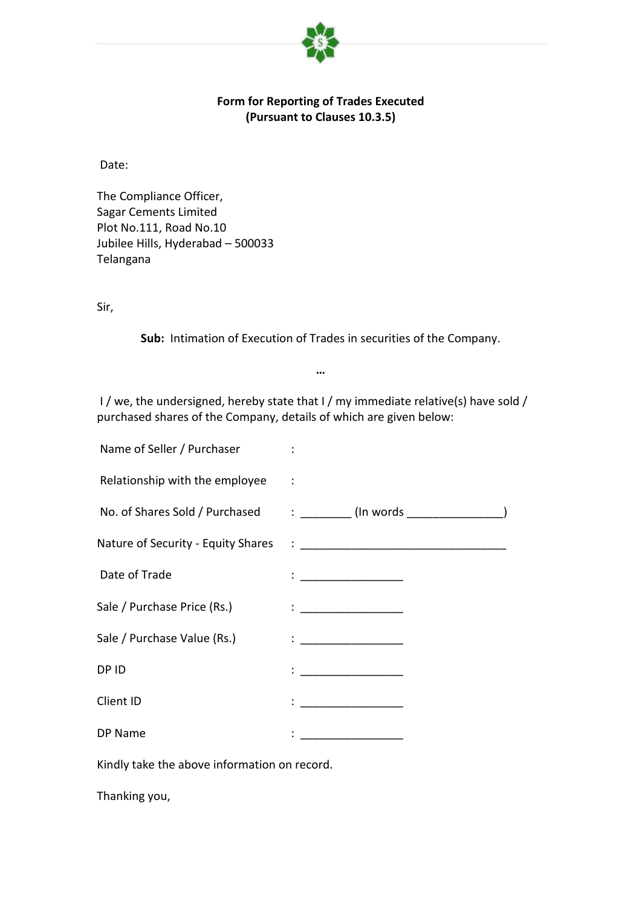**Form for Reporting of Trades Executed**
**(Pursuant to Clauses 10.3.5)**

Date:

The Compliance Officer,
Sagar Cements Limited
Plot No.111, Road No.10
Jubilee Hills, Hyderabad – 500033
Telangana

Sir,

**Sub:** Intimation of Execution of Trades in securities of the Company.

…

I / we, the undersigned, hereby state that I / my immediate relative(s) have sold / purchased shares of the Company, details of which are given below:

Name of Seller / Purchaser :

Relationship with the employee :

No. of Shares Sold / Purchased : ________ (In words _______________)

Nature of Security - Equity Shares : _________________________________

Date of Trade : ________________

Sale / Purchase Price (Rs.) : ________________

Sale / Purchase Value (Rs.) : ________________

DP ID : ________________

Client ID : ________________

DP Name : ________________

Kindly take the above information on record.

Thanking you,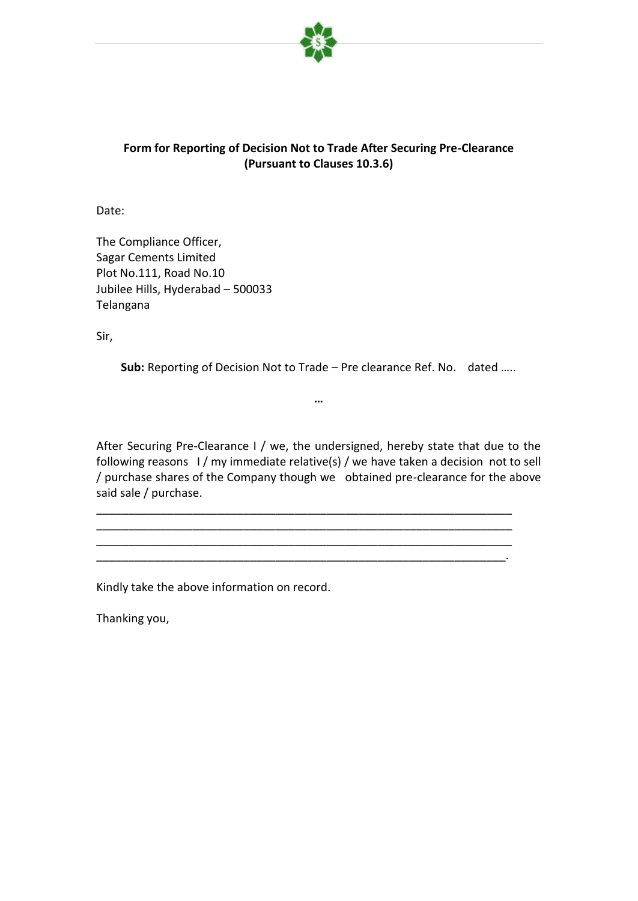**Form for Reporting of Decision Not to Trade After Securing Pre-Clearance**
**(Pursuant to Clauses 10.3.6)**

Date:

The Compliance Officer,
Sagar Cements Limited
Plot No.111, Road No.10
Jubilee Hills, Hyderabad – 500033
Telangana

Sir,

**Sub:** Reporting of Decision Not to Trade – Pre clearance Ref. No. dated …..

…

After Securing Pre-Clearance I / we, the undersigned, hereby state that due to the following reasons I / my immediate relative(s) / we have taken a decision not to sell / purchase shares of the Company though we obtained pre-clearance for the above said sale / purchase.

________________________________________________________________
________________________________________________________________
________________________________________________________________
________________________________________________________________.

Kindly take the above information on record.

Thanking you,